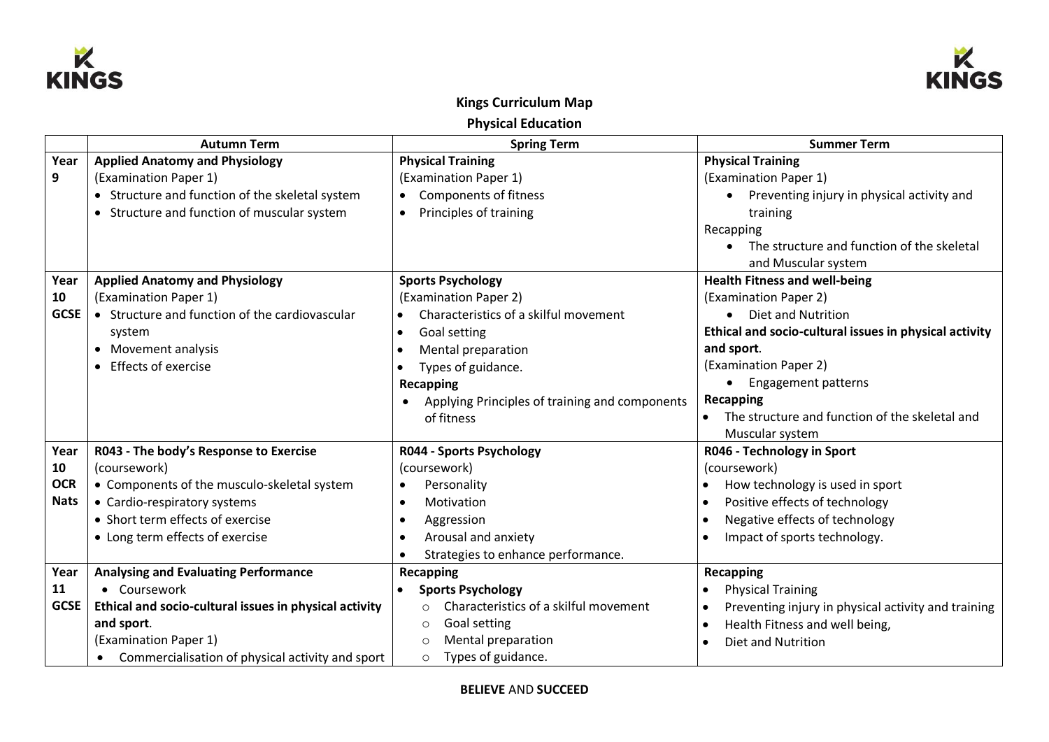# Kings Curriculum Map

## Physical Education

| | Autumn Term | Spring Term | Summer Term |
|---|---|---|---|
| Year 9 | **Applied Anatomy and Physiology**<br>(Examination Paper 1)<br>• Structure and function of the skeletal system<br>• Structure and function of muscular system | **Physical Training**<br>(Examination Paper 1)<br>• Components of fitness<br>• Principles of training | **Physical Training**<br>(Examination Paper 1)<br>• Preventing injury in physical activity and training<br>Recapping<br>• The structure and function of the skeletal and Muscular system |
| Year 10 GCSE | **Applied Anatomy and Physiology**<br>(Examination Paper 1)<br>• Structure and function of the cardiovascular system<br>• Movement analysis<br>• Effects of exercise | **Sports Psychology**<br>(Examination Paper 2)<br>• Characteristics of a skilful movement<br>• Goal setting<br>• Mental preparation<br>• Types of guidance.<br>**Recapping**<br>• Applying Principles of training and components of fitness | **Health Fitness and well-being**<br>(Examination Paper 2)<br>• Diet and Nutrition<br>**Ethical and socio-cultural issues in physical activity and sport**.<br>(Examination Paper 2)<br>• Engagement patterns<br>**Recapping**<br>• The structure and function of the skeletal and Muscular system |
| Year 10 OCR Nats | **R043 - The body's Response to Exercise**<br>(coursework)<br>• Components of the musculo-skeletal system<br>• Cardio-respiratory systems<br>• Short term effects of exercise<br>• Long term effects of exercise | **R044 - Sports Psychology**<br>(coursework)<br>• Personality<br>• Motivation<br>• Aggression<br>• Arousal and anxiety<br>• Strategies to enhance performance. | **R046 - Technology in Sport**<br>(coursework)<br>• How technology is used in sport<br>• Positive effects of technology<br>• Negative effects of technology<br>• Impact of sports technology. |
| Year 11 GCSE | **Analysing and Evaluating Performance**<br>• Coursework<br>**Ethical and socio-cultural issues in physical activity and sport**.<br>(Examination Paper 1)<br>• Commercialisation of physical activity and sport | **Recapping**<br>• **Sports Psychology**<br>  ○ Characteristics of a skilful movement<br>  ○ Goal setting<br>  ○ Mental preparation<br>  ○ Types of guidance. | **Recapping**<br>• Physical Training<br>• Preventing injury in physical activity and training<br>• Health Fitness and well being,<br>• Diet and Nutrition |

**BELIEVE** AND **SUCCEED**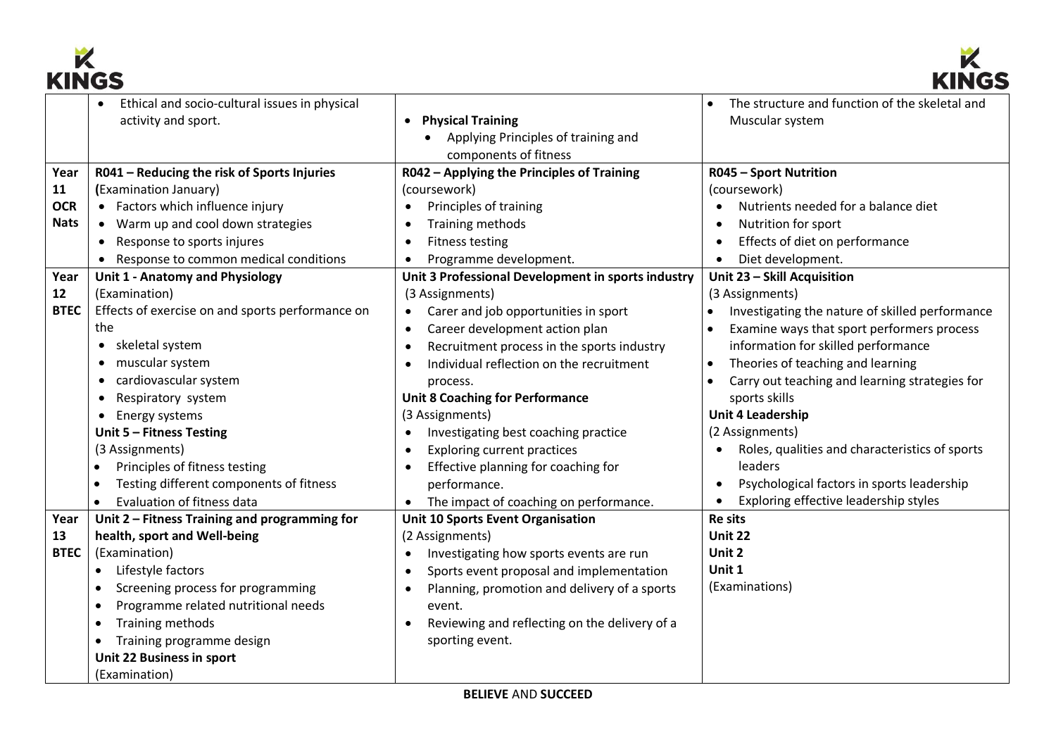| | | | |
|---|---|---|---|
| | • Ethical and socio-cultural issues in physical activity and sport. | • **Physical Training**<br>• Applying Principles of training and components of fitness | • The structure and function of the skeletal and Muscular system |
| **Year 11 OCR Nats** | **R041 – Reducing the risk of Sports Injuries** **(**Examination January)<br>• Factors which influence injury<br>• Warm up and cool down strategies<br>• Response to sports injures<br>• Response to common medical conditions | **R042 – Applying the Principles of Training** (coursework)<br>• Principles of training<br>• Training methods<br>• Fitness testing<br>• Programme development. | **R045 – Sport Nutrition** (coursework)<br>• Nutrients needed for a balance diet<br>• Nutrition for sport<br>• Effects of diet on performance<br>• Diet development. |
| **Year 12 BTEC** | **Unit 1 - Anatomy and Physiology** (Examination)<br>Effects of exercise on and sports performance on the<br>• skeletal system<br>• muscular system<br>• cardiovascular system<br>• Respiratory system<br>• Energy systems<br>**Unit 5 – Fitness Testing** (3 Assignments)<br>• Principles of fitness testing<br>• Testing different components of fitness<br>• Evaluation of fitness data | **Unit 3 Professional Development in sports industry** (3 Assignments)<br>• Carer and job opportunities in sport<br>• Career development action plan<br>• Recruitment process in the sports industry<br>• Individual reflection on the recruitment process.<br>**Unit 8 Coaching for Performance** (3 Assignments)<br>• Investigating best coaching practice<br>• Exploring current practices<br>• Effective planning for coaching for performance.<br>• The impact of coaching on performance. | **Unit 23 – Skill Acquisition** (3 Assignments)<br>• Investigating the nature of skilled performance<br>• Examine ways that sport performers process information for skilled performance<br>• Theories of teaching and learning<br>• Carry out teaching and learning strategies for sports skills<br>**Unit 4 Leadership** (2 Assignments)<br>• Roles, qualities and characteristics of sports leaders<br>• Psychological factors in sports leadership<br>• Exploring effective leadership styles |
| **Year 13 BTEC** | **Unit 2 – Fitness Training and programming for health, sport and Well-being** (Examination)<br>• Lifestyle factors<br>• Screening process for programming<br>• Programme related nutritional needs<br>• Training methods<br>• Training programme design<br>**Unit 22 Business in sport** (Examination) | **Unit 10 Sports Event Organisation** (2 Assignments)<br>• Investigating how sports events are run<br>• Sports event proposal and implementation<br>• Planning, promotion and delivery of a sports event.<br>• Reviewing and reflecting on the delivery of a sporting event. | **Re sits**<br>**Unit 22**<br>**Unit 2**<br>**Unit 1**<br>(Examinations) |

**BELIEVE** AND **SUCCEED**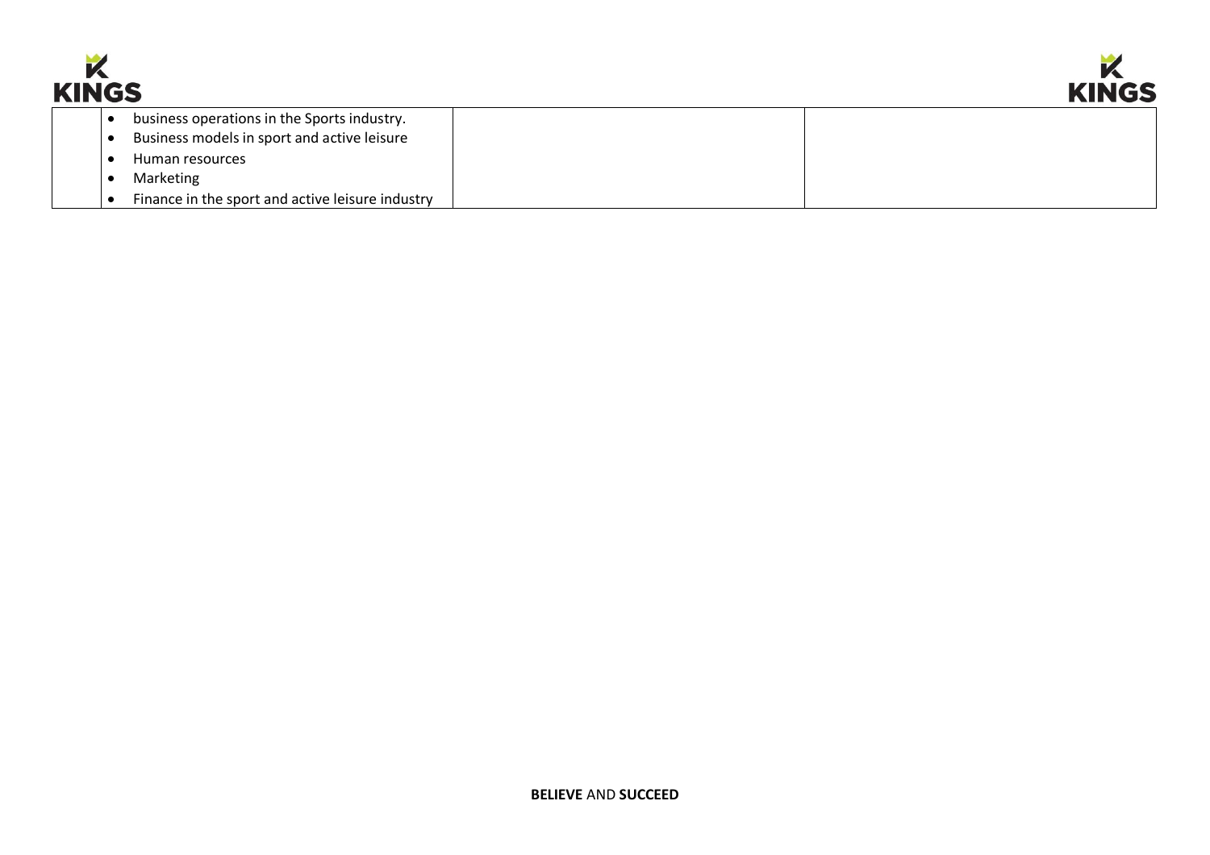| | | | |
|---|---|---|---|
| | • business operations in the Sports industry.<br>• Business models in sport and active leisure<br>• Human resources<br>• Marketing<br>• Finance in the sport and active leisure industry | | |

**BELIEVE** AND **SUCCEED**